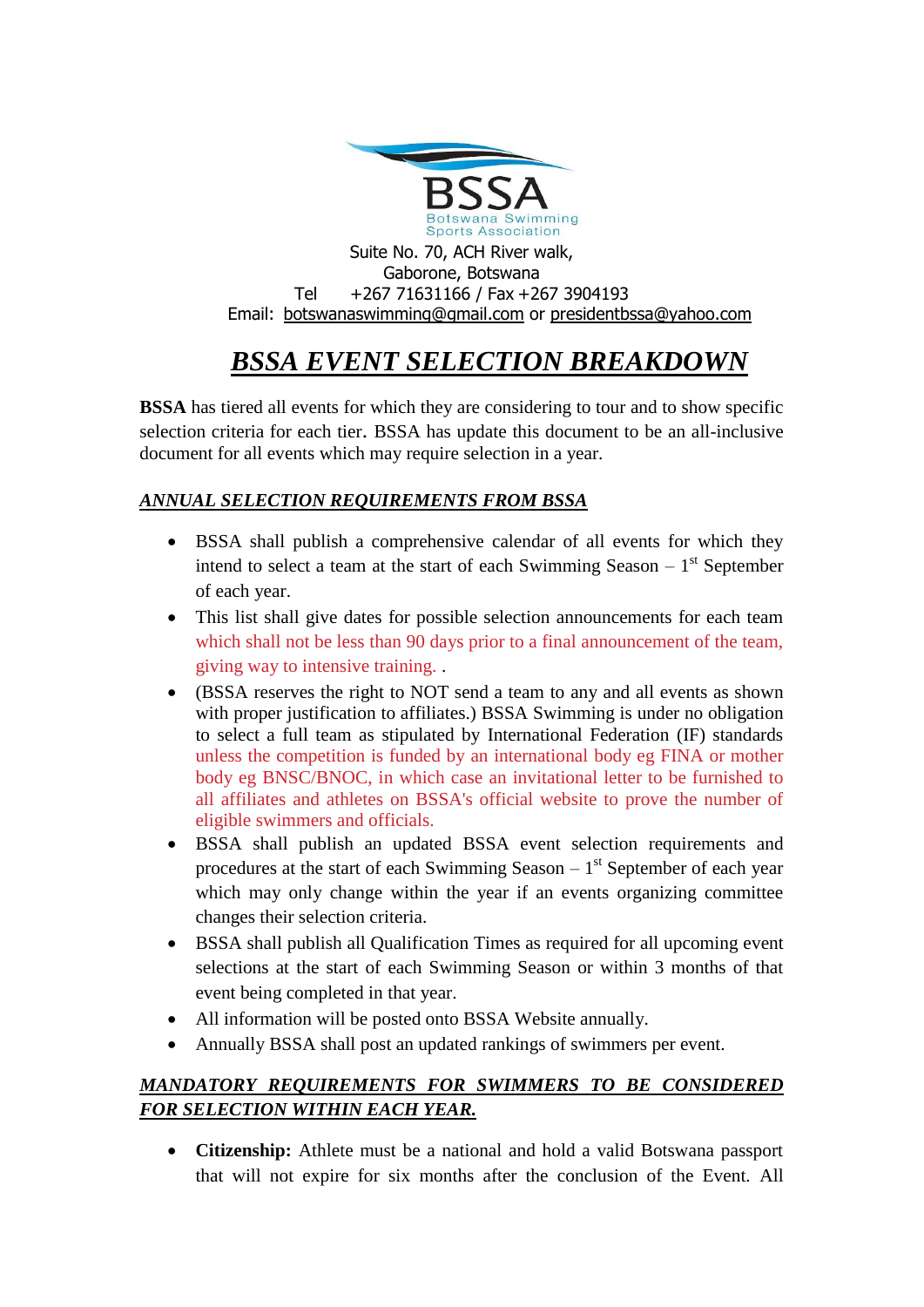BSSA
Botswana Swimming
Sports Association

Suite No. 70, ACH River walk,
Gaborone, Botswana
Tel +267 71631166 / Fax +267 3904193
Email: botswanaswimming@gmail.com or presidentbssa@yahoo.com

# ***BSSA EVENT SELECTION BREAKDOWN***

**BSSA** has tiered all events for which they are considering to tour and to show specific selection criteria for each tier. BSSA has update this document to be an all-inclusive document for all events which may require selection in a year.

## ***ANNUAL SELECTION REQUIREMENTS FROM BSSA***

- BSSA shall publish a comprehensive calendar of all events for which they intend to select a team at the start of each Swimming Season – 1st September of each year.
- This list shall give dates for possible selection announcements for each team which shall not be less than 90 days prior to a final announcement of the team, giving way to intensive training. .
- (BSSA reserves the right to NOT send a team to any and all events as shown with proper justification to affiliates.) BSSA Swimming is under no obligation to select a full team as stipulated by International Federation (IF) standards unless the competition is funded by an international body eg FINA or mother body eg BNSC/BNOC, in which case an invitational letter to be furnished to all affiliates and athletes on BSSA's official website to prove the number of eligible swimmers and officials.
- BSSA shall publish an updated BSSA event selection requirements and procedures at the start of each Swimming Season – 1st September of each year which may only change within the year if an events organizing committee changes their selection criteria.
- BSSA shall publish all Qualification Times as required for all upcoming event selections at the start of each Swimming Season or within 3 months of that event being completed in that year.
- All information will be posted onto BSSA Website annually.
- Annually BSSA shall post an updated rankings of swimmers per event.

## ***MANDATORY REQUIREMENTS FOR SWIMMERS TO BE CONSIDERED FOR SELECTION WITHIN EACH YEAR.***

- **Citizenship:** Athlete must be a national and hold a valid Botswana passport that will not expire for six months after the conclusion of the Event. All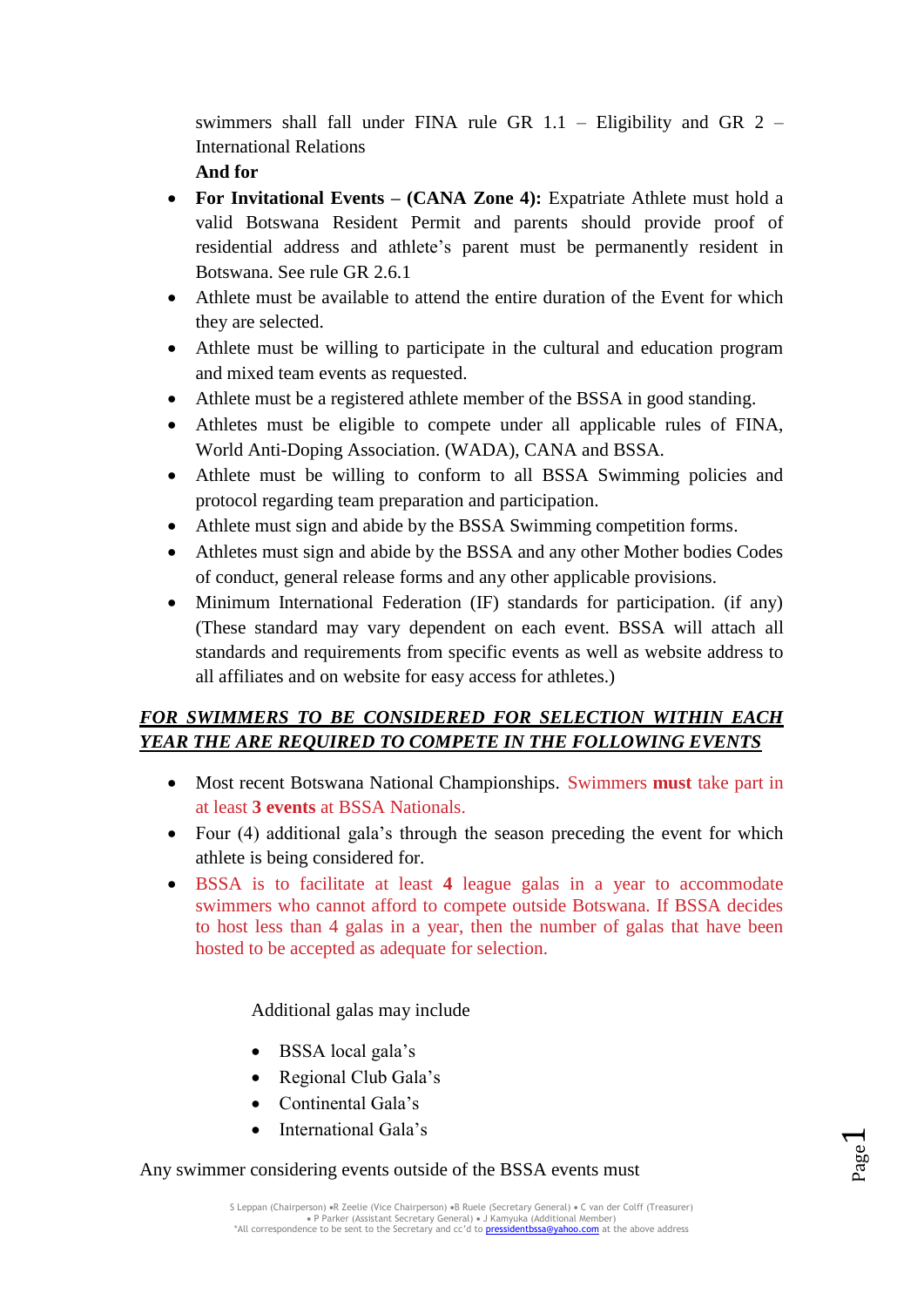swimmers shall fall under FINA rule GR 1.1 – Eligibility and GR 2 – International Relations

**And for**

- **For Invitational Events – (CANA Zone 4):** Expatriate Athlete must hold a valid Botswana Resident Permit and parents should provide proof of residential address and athlete's parent must be permanently resident in Botswana. See rule GR 2.6.1
- Athlete must be available to attend the entire duration of the Event for which they are selected.
- Athlete must be willing to participate in the cultural and education program and mixed team events as requested.
- Athlete must be a registered athlete member of the BSSA in good standing.
- Athletes must be eligible to compete under all applicable rules of FINA, World Anti-Doping Association. (WADA), CANA and BSSA.
- Athlete must be willing to conform to all BSSA Swimming policies and protocol regarding team preparation and participation.
- Athlete must sign and abide by the BSSA Swimming competition forms.
- Athletes must sign and abide by the BSSA and any other Mother bodies Codes of conduct, general release forms and any other applicable provisions.
- Minimum International Federation (IF) standards for participation. (if any) (These standard may vary dependent on each event. BSSA will attach all standards and requirements from specific events as well as website address to all affiliates and on website for easy access for athletes.)

***<u>FOR SWIMMERS TO BE CONSIDERED FOR SELECTION WITHIN EACH YEAR THE ARE REQUIRED TO COMPETE IN THE FOLLOWING EVENTS</u>***

- Most recent Botswana National Championships. Swimmers **must** take part in at least **3 events** at BSSA Nationals.
- Four (4) additional gala's through the season preceding the event for which athlete is being considered for.
- BSSA is to facilitate at least **4** league galas in a year to accommodate swimmers who cannot afford to compete outside Botswana. If BSSA decides to host less than 4 galas in a year, then the number of galas that have been hosted to be accepted as adequate for selection.

Additional galas may include

- BSSA local gala's
- Regional Club Gala's
- Continental Gala's
- International Gala's

Any swimmer considering events outside of the BSSA events must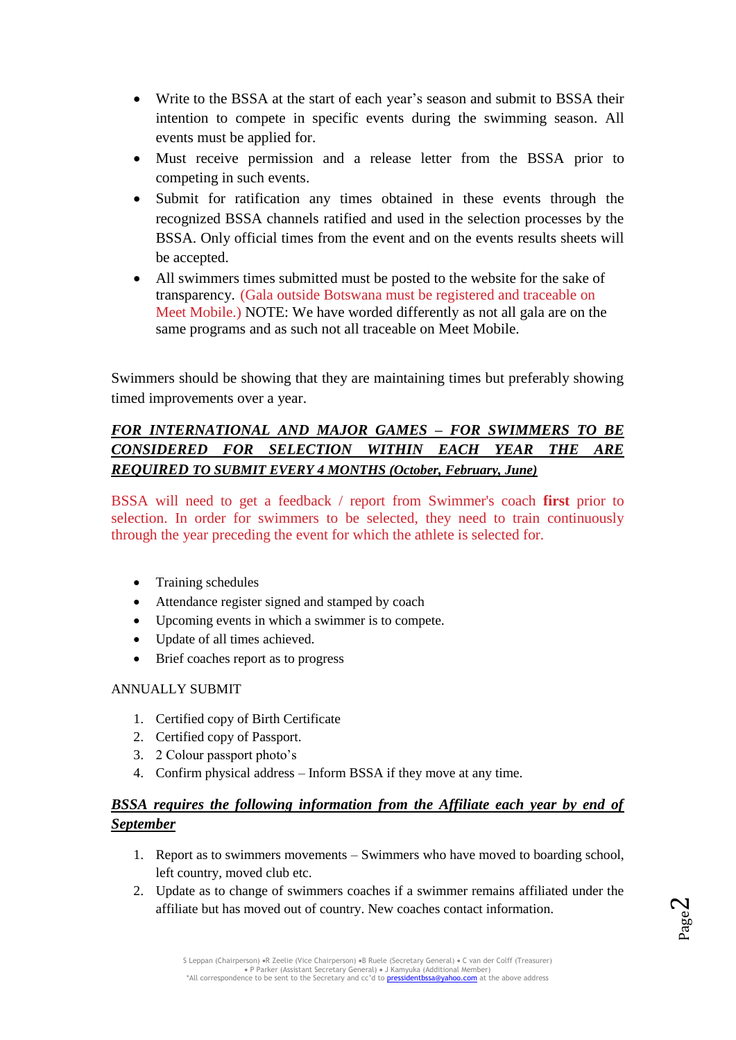- Write to the BSSA at the start of each year's season and submit to BSSA their intention to compete in specific events during the swimming season. All events must be applied for.
- Must receive permission and a release letter from the BSSA prior to competing in such events.
- Submit for ratification any times obtained in these events through the recognized BSSA channels ratified and used in the selection processes by the BSSA. Only official times from the event and on the events results sheets will be accepted.
- All swimmers times submitted must be posted to the website for the sake of transparency. (Gala outside Botswana must be registered and traceable on Meet Mobile.) NOTE: We have worded differently as not all gala are on the same programs and as such not all traceable on Meet Mobile.

Swimmers should be showing that they are maintaining times but preferably showing timed improvements over a year.

***FOR INTERNATIONAL AND MAJOR GAMES – FOR SWIMMERS TO BE CONSIDERED FOR SELECTION WITHIN EACH YEAR THE ARE REQUIRED TO SUBMIT EVERY 4 MONTHS (October, February, June)***

BSSA will need to get a feedback / report from Swimmer's coach **first** prior to selection. In order for swimmers to be selected, they need to train continuously through the year preceding the event for which the athlete is selected for.

- Training schedules
- Attendance register signed and stamped by coach
- Upcoming events in which a swimmer is to compete.
- Update of all times achieved.
- Brief coaches report as to progress

ANNUALLY SUBMIT

1. Certified copy of Birth Certificate
2. Certified copy of Passport.
3. 2 Colour passport photo's
4. Confirm physical address – Inform BSSA if they move at any time.

***BSSA requires the following information from the Affiliate each year by end of September***

1. Report as to swimmers movements – Swimmers who have moved to boarding school, left country, moved club etc.
2. Update as to change of swimmers coaches if a swimmer remains affiliated under the affiliate but has moved out of country. New coaches contact information.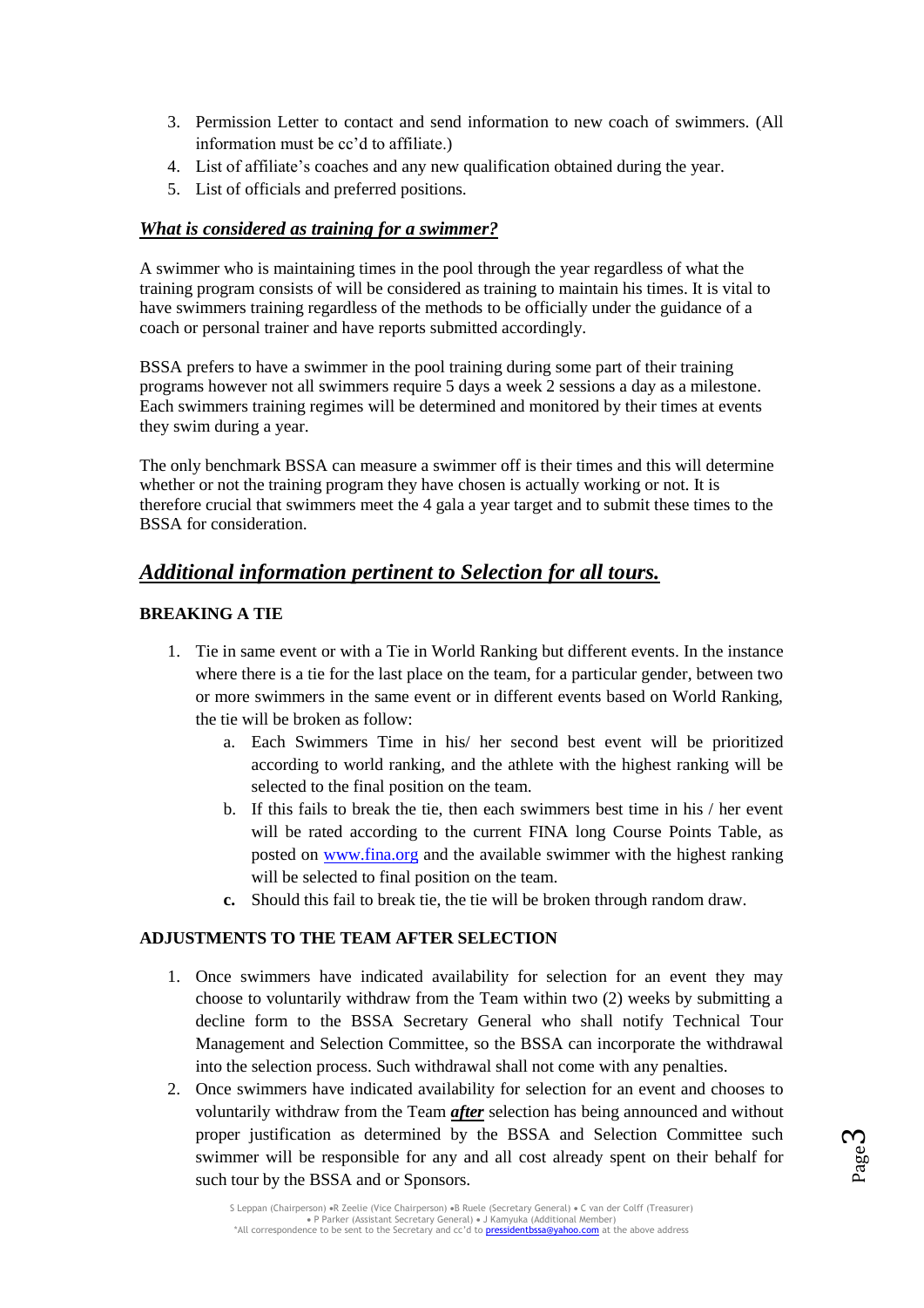3. Permission Letter to contact and send information to new coach of swimmers. (All information must be cc'd to affiliate.)
4. List of affiliate's coaches and any new qualification obtained during the year.
5. List of officials and preferred positions.

### ***What is considered as training for a swimmer?***

A swimmer who is maintaining times in the pool through the year regardless of what the training program consists of will be considered as training to maintain his times. It is vital to have swimmers training regardless of the methods to be officially under the guidance of a coach or personal trainer and have reports submitted accordingly.

BSSA prefers to have a swimmer in the pool training during some part of their training programs however not all swimmers require 5 days a week 2 sessions a day as a milestone. Each swimmers training regimes will be determined and monitored by their times at events they swim during a year.

The only benchmark BSSA can measure a swimmer off is their times and this will determine whether or not the training program they have chosen is actually working or not. It is therefore crucial that swimmers meet the 4 gala a year target and to submit these times to the BSSA for consideration.

## ***Additional information pertinent to Selection for all tours.***

**BREAKING A TIE**

1. Tie in same event or with a Tie in World Ranking but different events. In the instance where there is a tie for the last place on the team, for a particular gender, between two or more swimmers in the same event or in different events based on World Ranking, the tie will be broken as follow:
    a. Each Swimmers Time in his/ her second best event will be prioritized according to world ranking, and the athlete with the highest ranking will be selected to the final position on the team.
    b. If this fails to break the tie, then each swimmers best time in his / her event will be rated according to the current FINA long Course Points Table, as posted on www.fina.org and the available swimmer with the highest ranking will be selected to final position on the team.
    **c.** Should this fail to break tie, the tie will be broken through random draw.

**ADJUSTMENTS TO THE TEAM AFTER SELECTION**

1. Once swimmers have indicated availability for selection for an event they may choose to voluntarily withdraw from the Team within two (2) weeks by submitting a decline form to the BSSA Secretary General who shall notify Technical Tour Management and Selection Committee, so the BSSA can incorporate the withdrawal into the selection process. Such withdrawal shall not come with any penalties.
2. Once swimmers have indicated availability for selection for an event and chooses to voluntarily withdraw from the Team ***after*** selection has being announced and without proper justification as determined by the BSSA and Selection Committee such swimmer will be responsible for any and all cost already spent on their behalf for such tour by the BSSA and or Sponsors.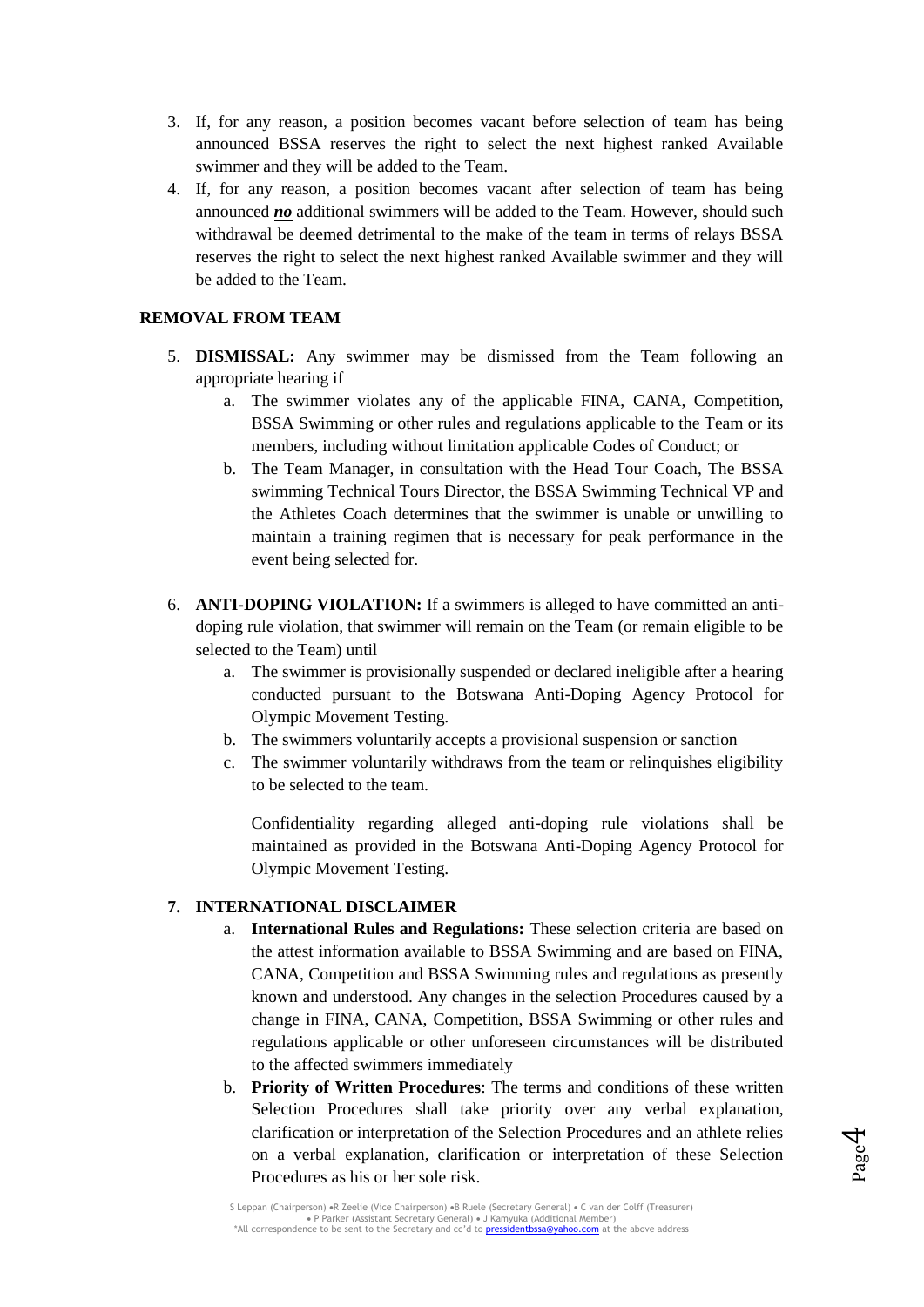3. If, for any reason, a position becomes vacant before selection of team has being announced BSSA reserves the right to select the next highest ranked Available swimmer and they will be added to the Team.
4. If, for any reason, a position becomes vacant after selection of team has being announced ***no*** additional swimmers will be added to the Team. However, should such withdrawal be deemed detrimental to the make of the team in terms of relays BSSA reserves the right to select the next highest ranked Available swimmer and they will be added to the Team.

**REMOVAL FROM TEAM**

5. **DISMISSAL:** Any swimmer may be dismissed from the Team following an appropriate hearing if
   a. The swimmer violates any of the applicable FINA, CANA, Competition, BSSA Swimming or other rules and regulations applicable to the Team or its members, including without limitation applicable Codes of Conduct; or
   b. The Team Manager, in consultation with the Head Tour Coach, The BSSA swimming Technical Tours Director, the BSSA Swimming Technical VP and the Athletes Coach determines that the swimmer is unable or unwilling to maintain a training regimen that is necessary for peak performance in the event being selected for.

6. **ANTI-DOPING VIOLATION:** If a swimmers is alleged to have committed an anti-doping rule violation, that swimmer will remain on the Team (or remain eligible to be selected to the Team) until
   a. The swimmer is provisionally suspended or declared ineligible after a hearing conducted pursuant to the Botswana Anti-Doping Agency Protocol for Olympic Movement Testing.
   b. The swimmers voluntarily accepts a provisional suspension or sanction
   c. The swimmer voluntarily withdraws from the team or relinquishes eligibility to be selected to the team.

   Confidentiality regarding alleged anti-doping rule violations shall be maintained as provided in the Botswana Anti-Doping Agency Protocol for Olympic Movement Testing.

7. **INTERNATIONAL DISCLAIMER**
   a. **International Rules and Regulations:** These selection criteria are based on the attest information available to BSSA Swimming and are based on FINA, CANA, Competition and BSSA Swimming rules and regulations as presently known and understood. Any changes in the selection Procedures caused by a change in FINA, CANA, Competition, BSSA Swimming or other rules and regulations applicable or other unforeseen circumstances will be distributed to the affected swimmers immediately
   b. **Priority of Written Procedures**: The terms and conditions of these written Selection Procedures shall take priority over any verbal explanation, clarification or interpretation of the Selection Procedures and an athlete relies on a verbal explanation, clarification or interpretation of these Selection Procedures as his or her sole risk.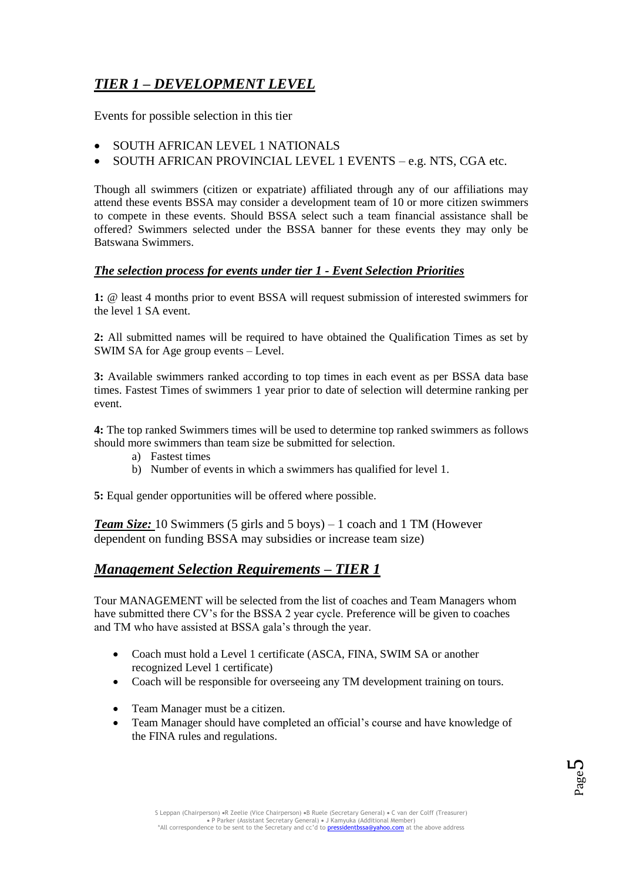## ***TIER 1 – DEVELOPMENT LEVEL***

Events for possible selection in this tier

- SOUTH AFRICAN LEVEL 1 NATIONALS
- SOUTH AFRICAN PROVINCIAL LEVEL 1 EVENTS – e.g. NTS, CGA etc.

Though all swimmers (citizen or expatriate) affiliated through any of our affiliations may attend these events BSSA may consider a development team of 10 or more citizen swimmers to compete in these events. Should BSSA select such a team financial assistance shall be offered? Swimmers selected under the BSSA banner for these events they may only be Batswana Swimmers.

### ***The selection process for events under tier 1 - Event Selection Priorities***

**1:** @ least 4 months prior to event BSSA will request submission of interested swimmers for the level 1 SA event.

**2:** All submitted names will be required to have obtained the Qualification Times as set by SWIM SA for Age group events – Level.

**3:** Available swimmers ranked according to top times in each event as per BSSA data base times. Fastest Times of swimmers 1 year prior to date of selection will determine ranking per event.

**4:** The top ranked Swimmers times will be used to determine top ranked swimmers as follows should more swimmers than team size be submitted for selection.

a) Fastest times
b) Number of events in which a swimmers has qualified for level 1.

**5:** Equal gender opportunities will be offered where possible.

***Team Size:*** 10 Swimmers (5 girls and 5 boys) – 1 coach and 1 TM (However dependent on funding BSSA may subsidies or increase team size)

## ***Management Selection Requirements – TIER 1***

Tour MANAGEMENT will be selected from the list of coaches and Team Managers whom have submitted there CV's for the BSSA 2 year cycle. Preference will be given to coaches and TM who have assisted at BSSA gala's through the year.

- Coach must hold a Level 1 certificate (ASCA, FINA, SWIM SA or another recognized Level 1 certificate)
- Coach will be responsible for overseeing any TM development training on tours.
- Team Manager must be a citizen.
- Team Manager should have completed an official's course and have knowledge of the FINA rules and regulations.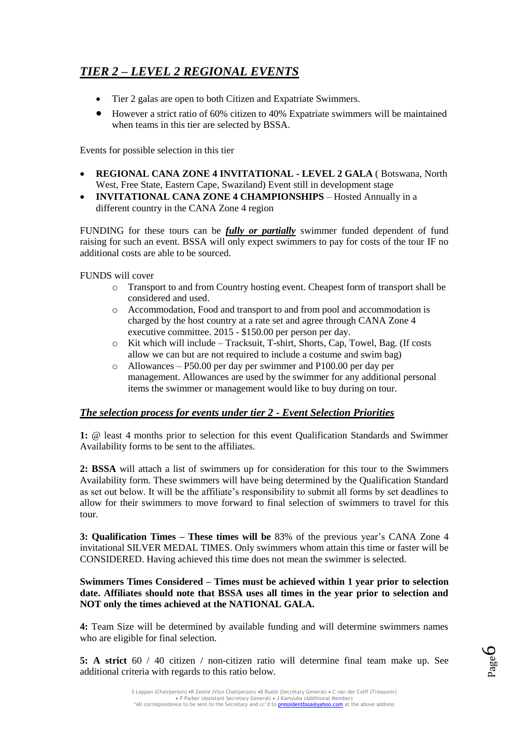## ***TIER 2 – LEVEL 2 REGIONAL EVENTS***

- Tier 2 galas are open to both Citizen and Expatriate Swimmers.
- However a strict ratio of 60% citizen to 40% Expatriate swimmers will be maintained when teams in this tier are selected by BSSA.

Events for possible selection in this tier

- **REGIONAL CANA ZONE 4 INVITATIONAL - LEVEL 2 GALA** ( Botswana, North West, Free State, Eastern Cape, Swaziland) Event still in development stage
- **INVITATIONAL CANA ZONE 4 CHAMPIONSHIPS** – Hosted Annually in a different country in the CANA Zone 4 region

FUNDING for these tours can be ***fully or partially*** swimmer funded dependent of fund raising for such an event. BSSA will only expect swimmers to pay for costs of the tour IF no additional costs are able to be sourced.

FUNDS will cover

- Transport to and from Country hosting event. Cheapest form of transport shall be considered and used.
- Accommodation, Food and transport to and from pool and accommodation is charged by the host country at a rate set and agree through CANA Zone 4 executive committee. 2015 - $150.00 per person per day.
- Kit which will include – Tracksuit, T-shirt, Shorts, Cap, Towel, Bag. (If costs allow we can but are not required to include a costume and swim bag)
- Allowances – P50.00 per day per swimmer and P100.00 per day per management. Allowances are used by the swimmer for any additional personal items the swimmer or management would like to buy during on tour.

### ***The selection process for events under tier 2 - Event Selection Priorities***

**1:** @ least 4 months prior to selection for this event Qualification Standards and Swimmer Availability forms to be sent to the affiliates.

**2: BSSA** will attach a list of swimmers up for consideration for this tour to the Swimmers Availability form. These swimmers will have being determined by the Qualification Standard as set out below. It will be the affiliate's responsibility to submit all forms by set deadlines to allow for their swimmers to move forward to final selection of swimmers to travel for this tour.

**3: Qualification Times – These times will be** 83% of the previous year's CANA Zone 4 invitational SILVER MEDAL TIMES. Only swimmers whom attain this time or faster will be CONSIDERED. Having achieved this time does not mean the swimmer is selected.

**Swimmers Times Considered – Times must be achieved within 1 year prior to selection date. Affiliates should note that BSSA uses all times in the year prior to selection and NOT only the times achieved at the NATIONAL GALA.**

**4:** Team Size will be determined by available funding and will determine swimmers names who are eligible for final selection.

**5: A strict** 60 / 40 citizen / non-citizen ratio will determine final team make up. See additional criteria with regards to this ratio below.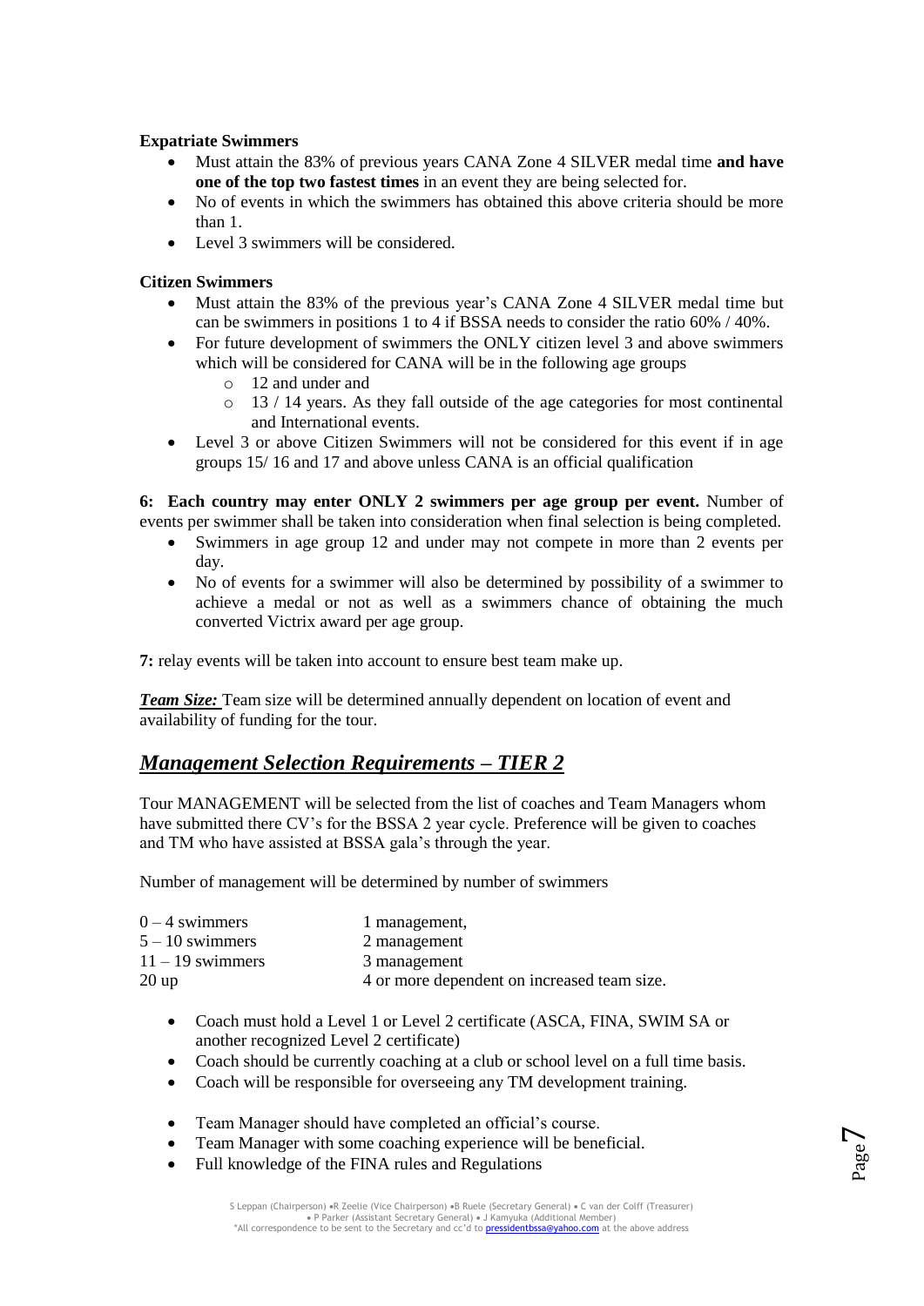**Expatriate Swimmers**

- Must attain the 83% of previous years CANA Zone 4 SILVER medal time **and have one of the top two fastest times** in an event they are being selected for.
- No of events in which the swimmers has obtained this above criteria should be more than 1.
- Level 3 swimmers will be considered.

**Citizen Swimmers**

- Must attain the 83% of the previous year's CANA Zone 4 SILVER medal time but can be swimmers in positions 1 to 4 if BSSA needs to consider the ratio 60% / 40%.
- For future development of swimmers the ONLY citizen level 3 and above swimmers which will be considered for CANA will be in the following age groups
  - 12 and under and
  - 13 / 14 years. As they fall outside of the age categories for most continental and International events.
- Level 3 or above Citizen Swimmers will not be considered for this event if in age groups 15/ 16 and 17 and above unless CANA is an official qualification

**6: Each country may enter ONLY 2 swimmers per age group per event.** Number of events per swimmer shall be taken into consideration when final selection is being completed.

- Swimmers in age group 12 and under may not compete in more than 2 events per day.
- No of events for a swimmer will also be determined by possibility of a swimmer to achieve a medal or not as well as a swimmers chance of obtaining the much converted Victrix award per age group.

**7:** relay events will be taken into account to ensure best team make up.

***Team Size:*** Team size will be determined annually dependent on location of event and availability of funding for the tour.

## *Management Selection Requirements – TIER 2*

Tour MANAGEMENT will be selected from the list of coaches and Team Managers whom have submitted there CV's for the BSSA 2 year cycle. Preference will be given to coaches and TM who have assisted at BSSA gala's through the year.

Number of management will be determined by number of swimmers

| | |
|---|---|
| 0 – 4 swimmers | 1 management, |
| 5 – 10 swimmers | 2 management |
| 11 – 19 swimmers | 3 management |
| 20 up | 4 or more dependent on increased team size. |

- Coach must hold a Level 1 or Level 2 certificate (ASCA, FINA, SWIM SA or another recognized Level 2 certificate)
- Coach should be currently coaching at a club or school level on a full time basis.
- Coach will be responsible for overseeing any TM development training.

- Team Manager should have completed an official's course.
- Team Manager with some coaching experience will be beneficial.
- Full knowledge of the FINA rules and Regulations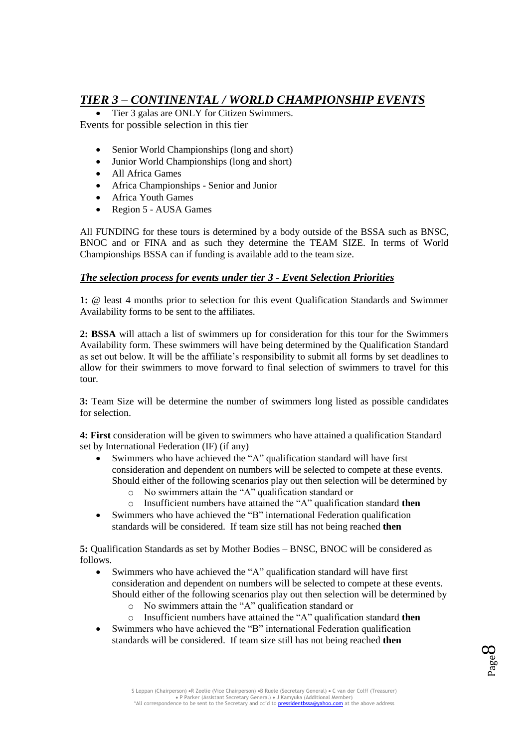## *TIER 3 – CONTINENTAL / WORLD CHAMPIONSHIP EVENTS*

- Tier 3 galas are ONLY for Citizen Swimmers.

Events for possible selection in this tier

- Senior World Championships (long and short)
- Junior World Championships (long and short)
- All Africa Games
- Africa Championships - Senior and Junior
- Africa Youth Games
- Region 5 - AUSA Games

All FUNDING for these tours is determined by a body outside of the BSSA such as BNSC, BNOC and or FINA and as such they determine the TEAM SIZE. In terms of World Championships BSSA can if funding is available add to the team size.

### *The selection process for events under tier 3 - Event Selection Priorities*

**1:** @ least 4 months prior to selection for this event Qualification Standards and Swimmer Availability forms to be sent to the affiliates.

**2: BSSA** will attach a list of swimmers up for consideration for this tour for the Swimmers Availability form. These swimmers will have being determined by the Qualification Standard as set out below. It will be the affiliate's responsibility to submit all forms by set deadlines to allow for their swimmers to move forward to final selection of swimmers to travel for this tour.

**3:** Team Size will be determine the number of swimmers long listed as possible candidates for selection.

**4: First** consideration will be given to swimmers who have attained a qualification Standard set by International Federation (IF) (if any)

- Swimmers who have achieved the "A" qualification standard will have first consideration and dependent on numbers will be selected to compete at these events. Should either of the following scenarios play out then selection will be determined by
  - No swimmers attain the "A" qualification standard or
  - Insufficient numbers have attained the "A" qualification standard **then**
- Swimmers who have achieved the "B" international Federation qualification standards will be considered. If team size still has not being reached **then**

**5:** Qualification Standards as set by Mother Bodies – BNSC, BNOC will be considered as follows.

- Swimmers who have achieved the "A" qualification standard will have first consideration and dependent on numbers will be selected to compete at these events. Should either of the following scenarios play out then selection will be determined by
  - No swimmers attain the "A" qualification standard or
  - Insufficient numbers have attained the "A" qualification standard **then**
- Swimmers who have achieved the "B" international Federation qualification standards will be considered. If team size still has not being reached **then**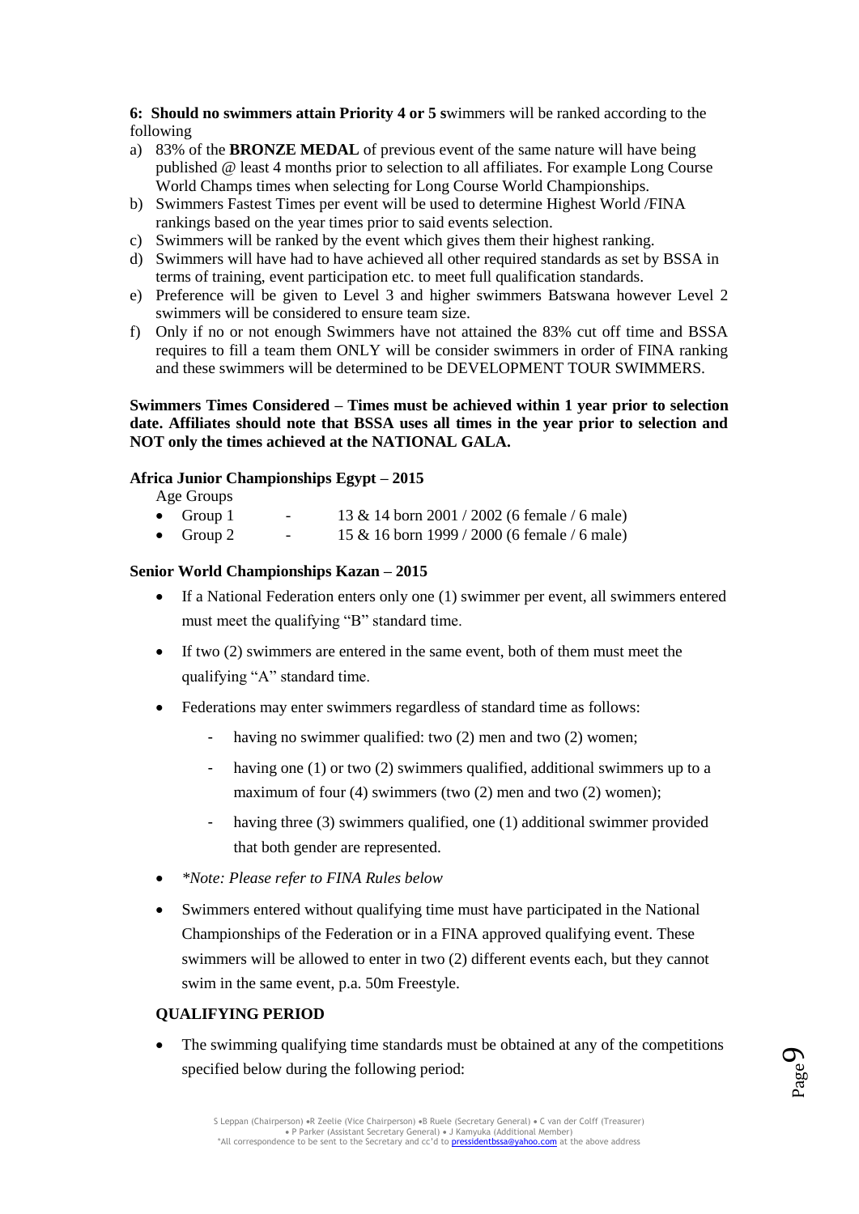**6: Should no swimmers attain Priority 4 or 5 s**wimmers will be ranked according to the following

a) 83% of the **BRONZE MEDAL** of previous event of the same nature will have being published @ least 4 months prior to selection to all affiliates. For example Long Course World Champs times when selecting for Long Course World Championships.
b) Swimmers Fastest Times per event will be used to determine Highest World /FINA rankings based on the year times prior to said events selection.
c) Swimmers will be ranked by the event which gives them their highest ranking.
d) Swimmers will have had to have achieved all other required standards as set by BSSA in terms of training, event participation etc. to meet full qualification standards.
e) Preference will be given to Level 3 and higher swimmers Batswana however Level 2 swimmers will be considered to ensure team size.
f) Only if no or not enough Swimmers have not attained the 83% cut off time and BSSA requires to fill a team them ONLY will be consider swimmers in order of FINA ranking and these swimmers will be determined to be DEVELOPMENT TOUR SWIMMERS.

**Swimmers Times Considered – Times must be achieved within 1 year prior to selection date. Affiliates should note that BSSA uses all times in the year prior to selection and NOT only the times achieved at the NATIONAL GALA.**

**Africa Junior Championships Egypt – 2015**

Age Groups

- Group 1 - 13 & 14 born 2001 / 2002 (6 female / 6 male)
- Group 2 - 15 & 16 born 1999 / 2000 (6 female / 6 male)

**Senior World Championships Kazan – 2015**

- If a National Federation enters only one (1) swimmer per event, all swimmers entered must meet the qualifying "B" standard time.
- If two (2) swimmers are entered in the same event, both of them must meet the qualifying "A" standard time.
- Federations may enter swimmers regardless of standard time as follows:
    - having no swimmer qualified: two (2) men and two (2) women;
    - having one (1) or two (2) swimmers qualified, additional swimmers up to a maximum of four (4) swimmers (two (2) men and two (2) women);
    - having three (3) swimmers qualified, one (1) additional swimmer provided that both gender are represented.
- *\*Note: Please refer to FINA Rules below*
- Swimmers entered without qualifying time must have participated in the National Championships of the Federation or in a FINA approved qualifying event. These swimmers will be allowed to enter in two (2) different events each, but they cannot swim in the same event, p.a. 50m Freestyle.

**QUALIFYING PERIOD**

- The swimming qualifying time standards must be obtained at any of the competitions specified below during the following period: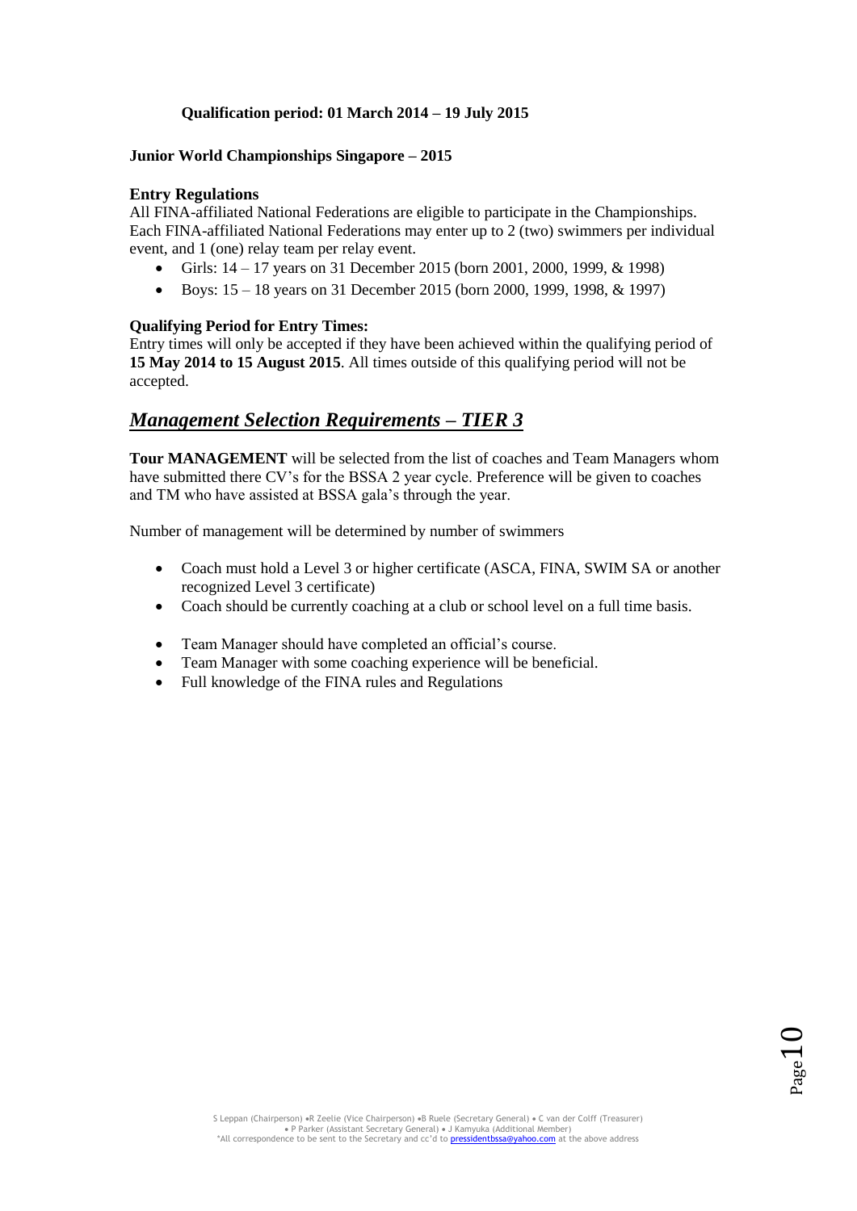**Qualification period: 01 March 2014 – 19 July 2015**

**Junior World Championships Singapore – 2015**

**Entry Regulations**

All FINA-affiliated National Federations are eligible to participate in the Championships. Each FINA-affiliated National Federations may enter up to 2 (two) swimmers per individual event, and 1 (one) relay team per relay event.

- Girls: 14 – 17 years on 31 December 2015 (born 2001, 2000, 1999, & 1998)
- Boys: 15 – 18 years on 31 December 2015 (born 2000, 1999, 1998, & 1997)

**Qualifying Period for Entry Times:**

Entry times will only be accepted if they have been achieved within the qualifying period of **15 May 2014 to 15 August 2015**. All times outside of this qualifying period will not be accepted.

## ***Management Selection Requirements – TIER 3***

**Tour MANAGEMENT** will be selected from the list of coaches and Team Managers whom have submitted there CV's for the BSSA 2 year cycle. Preference will be given to coaches and TM who have assisted at BSSA gala's through the year.

Number of management will be determined by number of swimmers

- Coach must hold a Level 3 or higher certificate (ASCA, FINA, SWIM SA or another recognized Level 3 certificate)
- Coach should be currently coaching at a club or school level on a full time basis.

- Team Manager should have completed an official's course.
- Team Manager with some coaching experience will be beneficial.
- Full knowledge of the FINA rules and Regulations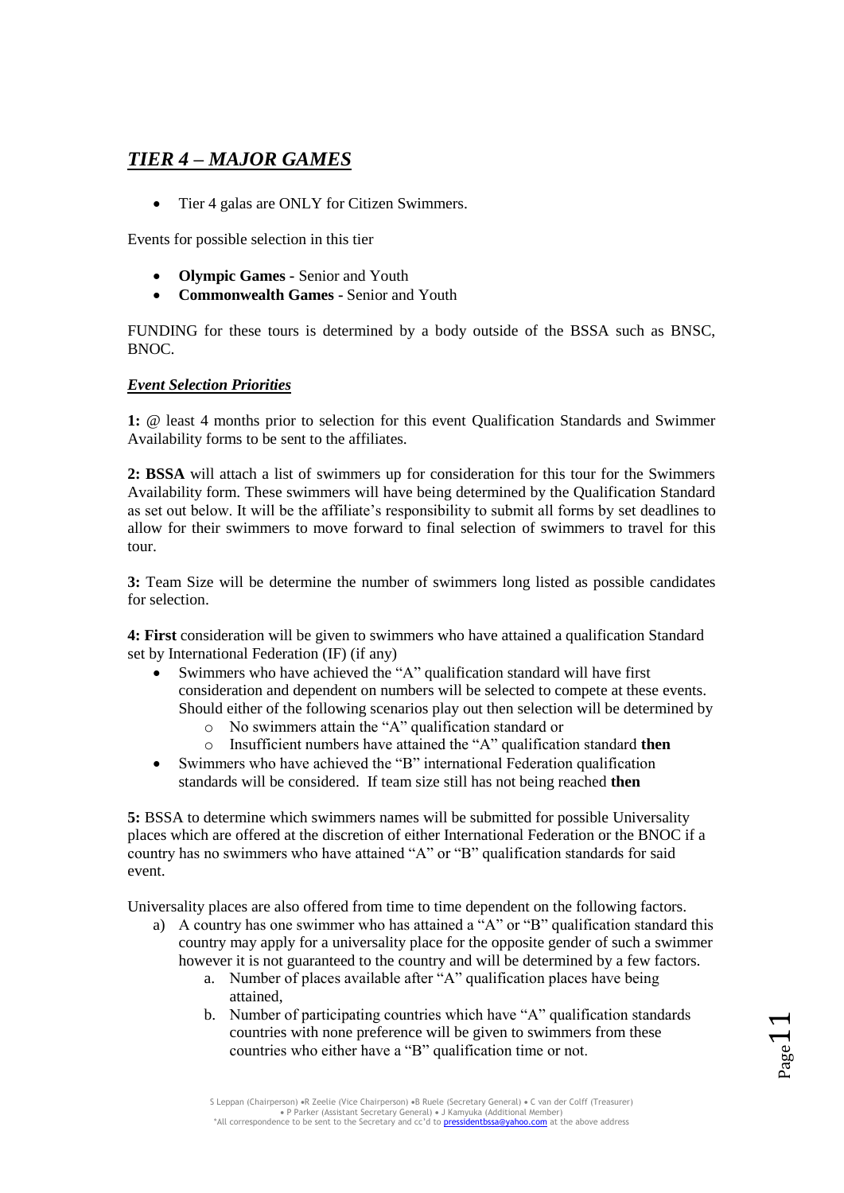## ***TIER 4 – MAJOR GAMES***

- Tier 4 galas are ONLY for Citizen Swimmers.

Events for possible selection in this tier

- **Olympic Games -** Senior and Youth
- **Commonwealth Games -** Senior and Youth

FUNDING for these tours is determined by a body outside of the BSSA such as BNSC, BNOC.

***Event Selection Priorities***

**1:** @ least 4 months prior to selection for this event Qualification Standards and Swimmer Availability forms to be sent to the affiliates.

**2: BSSA** will attach a list of swimmers up for consideration for this tour for the Swimmers Availability form. These swimmers will have being determined by the Qualification Standard as set out below. It will be the affiliate's responsibility to submit all forms by set deadlines to allow for their swimmers to move forward to final selection of swimmers to travel for this tour.

**3:** Team Size will be determine the number of swimmers long listed as possible candidates for selection.

**4: First** consideration will be given to swimmers who have attained a qualification Standard set by International Federation (IF) (if any)

- Swimmers who have achieved the "A" qualification standard will have first consideration and dependent on numbers will be selected to compete at these events. Should either of the following scenarios play out then selection will be determined by
  - No swimmers attain the "A" qualification standard or
  - Insufficient numbers have attained the "A" qualification standard **then**
- Swimmers who have achieved the "B" international Federation qualification standards will be considered. If team size still has not being reached **then**

**5:** BSSA to determine which swimmers names will be submitted for possible Universality places which are offered at the discretion of either International Federation or the BNOC if a country has no swimmers who have attained "A" or "B" qualification standards for said event.

Universality places are also offered from time to time dependent on the following factors.

a) A country has one swimmer who has attained a "A" or "B" qualification standard this country may apply for a universality place for the opposite gender of such a swimmer however it is not guaranteed to the country and will be determined by a few factors.
   a. Number of places available after "A" qualification places have being attained,
   b. Number of participating countries which have "A" qualification standards countries with none preference will be given to swimmers from these countries who either have a "B" qualification time or not.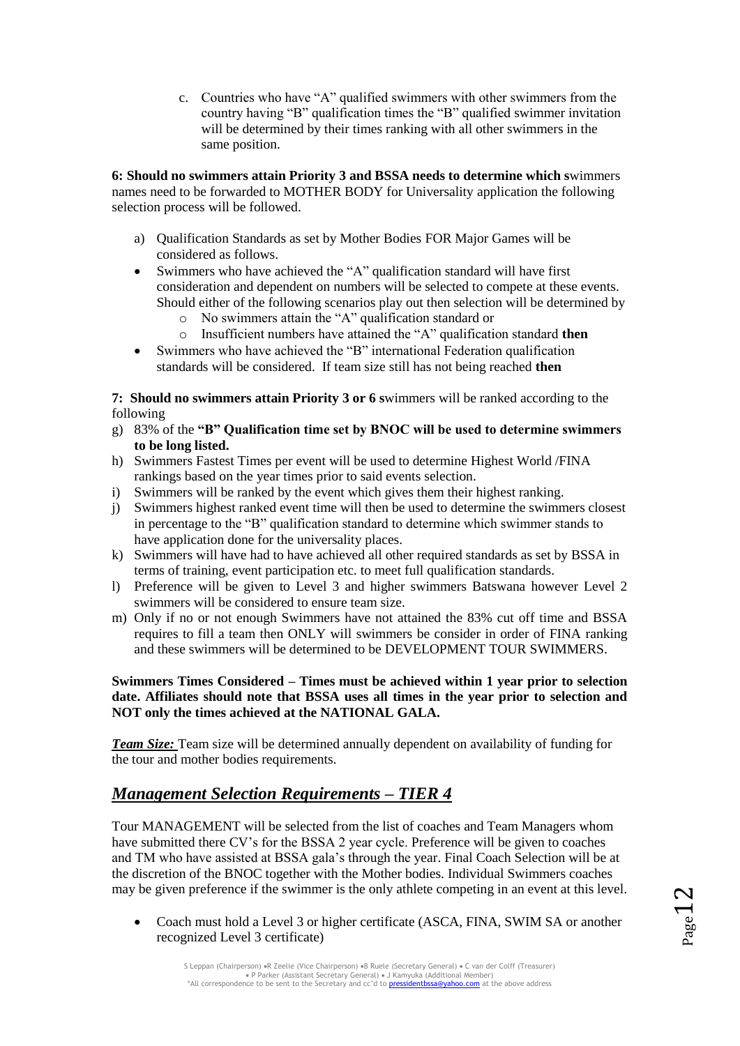c. Countries who have "A" qualified swimmers with other swimmers from the country having "B" qualification times the "B" qualified swimmer invitation will be determined by their times ranking with all other swimmers in the same position.

**6: Should no swimmers attain Priority 3 and BSSA needs to determine which s**wimmers names need to be forwarded to MOTHER BODY for Universality application the following selection process will be followed.

a) Qualification Standards as set by Mother Bodies FOR Major Games will be considered as follows.

- Swimmers who have achieved the "A" qualification standard will have first consideration and dependent on numbers will be selected to compete at these events. Should either of the following scenarios play out then selection will be determined by
  - No swimmers attain the "A" qualification standard or
  - Insufficient numbers have attained the "A" qualification standard **then**
- Swimmers who have achieved the "B" international Federation qualification standards will be considered. If team size still has not being reached **then**

**7: Should no swimmers attain Priority 3 or 6 s**wimmers will be ranked according to the following

g) 83% of the **"B" Qualification time set by BNOC will be used to determine swimmers to be long listed.**

h) Swimmers Fastest Times per event will be used to determine Highest World /FINA rankings based on the year times prior to said events selection.

i) Swimmers will be ranked by the event which gives them their highest ranking.

j) Swimmers highest ranked event time will then be used to determine the swimmers closest in percentage to the "B" qualification standard to determine which swimmer stands to have application done for the universality places.

k) Swimmers will have had to have achieved all other required standards as set by BSSA in terms of training, event participation etc. to meet full qualification standards.

l) Preference will be given to Level 3 and higher swimmers Batswana however Level 2 swimmers will be considered to ensure team size.

m) Only if no or not enough Swimmers have not attained the 83% cut off time and BSSA requires to fill a team then ONLY will swimmers be consider in order of FINA ranking and these swimmers will be determined to be DEVELOPMENT TOUR SWIMMERS.

**Swimmers Times Considered – Times must be achieved within 1 year prior to selection date. Affiliates should note that BSSA uses all times in the year prior to selection and NOT only the times achieved at the NATIONAL GALA.**

***Team Size:*** Team size will be determined annually dependent on availability of funding for the tour and mother bodies requirements.

## *Management Selection Requirements – TIER 4*

Tour MANAGEMENT will be selected from the list of coaches and Team Managers whom have submitted there CV's for the BSSA 2 year cycle. Preference will be given to coaches and TM who have assisted at BSSA gala's through the year. Final Coach Selection will be at the discretion of the BNOC together with the Mother bodies. Individual Swimmers coaches may be given preference if the swimmer is the only athlete competing in an event at this level.

- Coach must hold a Level 3 or higher certificate (ASCA, FINA, SWIM SA or another recognized Level 3 certificate)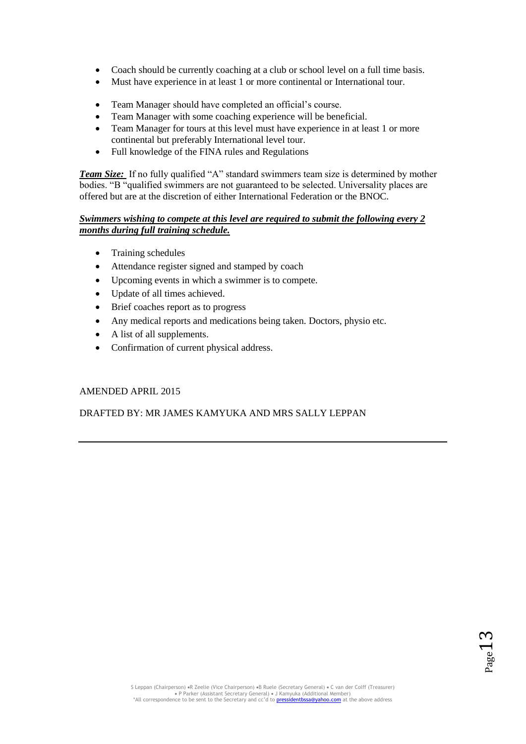- Coach should be currently coaching at a club or school level on a full time basis.
- Must have experience in at least 1 or more continental or International tour.

- Team Manager should have completed an official's course.
- Team Manager with some coaching experience will be beneficial.
- Team Manager for tours at this level must have experience in at least 1 or more continental but preferably International level tour.
- Full knowledge of the FINA rules and Regulations

***Team Size:*** If no fully qualified "A" standard swimmers team size is determined by mother bodies. "B "qualified swimmers are not guaranteed to be selected. Universality places are offered but are at the discretion of either International Federation or the BNOC.

***Swimmers wishing to compete at this level are required to submit the following every 2 months during full training schedule.***

- Training schedules
- Attendance register signed and stamped by coach
- Upcoming events in which a swimmer is to compete.
- Update of all times achieved.
- Brief coaches report as to progress
- Any medical reports and medications being taken. Doctors, physio etc.
- A list of all supplements.
- Confirmation of current physical address.

AMENDED APRIL 2015

DRAFTED BY: MR JAMES KAMYUKA AND MRS SALLY LEPPAN